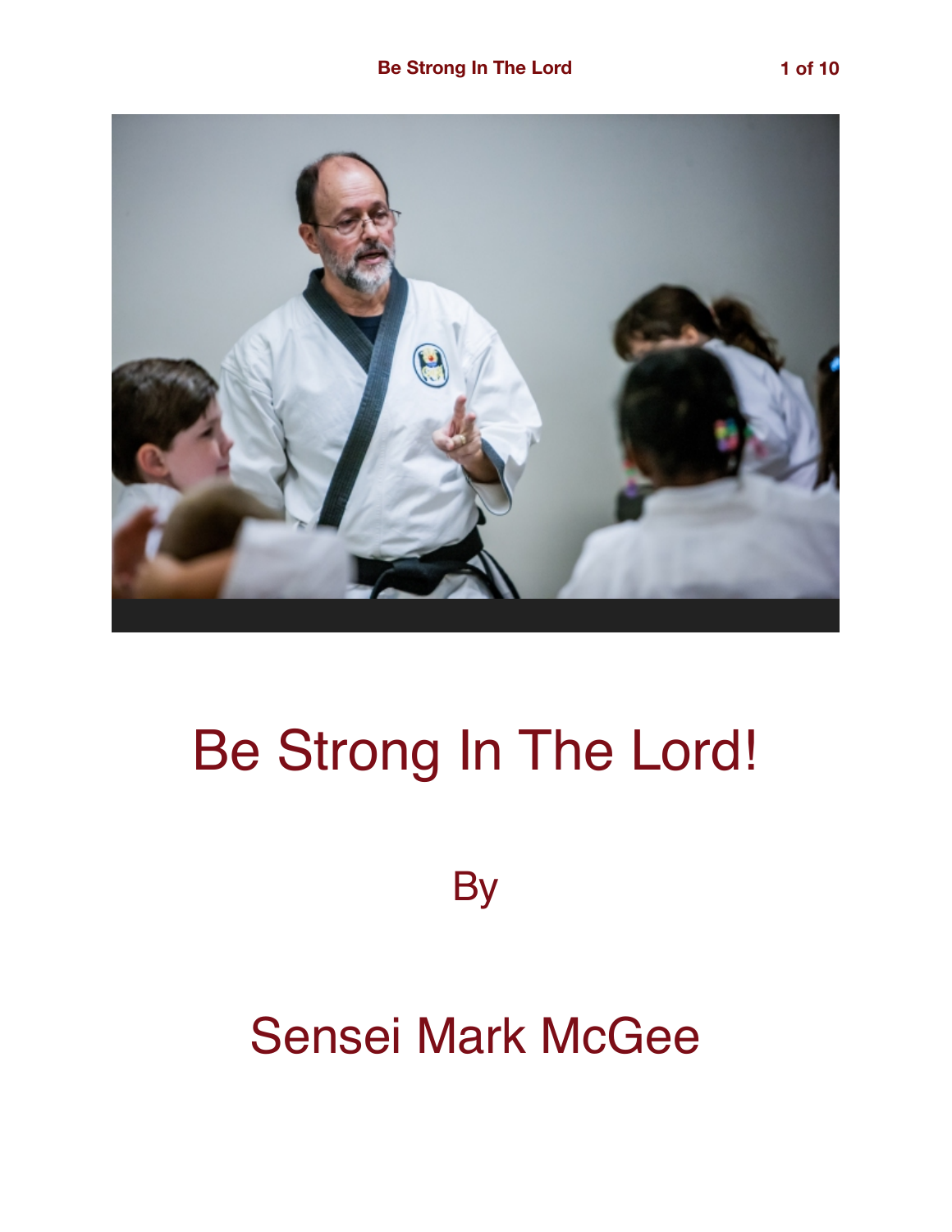# Be Strong In The Lord!

By

Sensei Mark McGee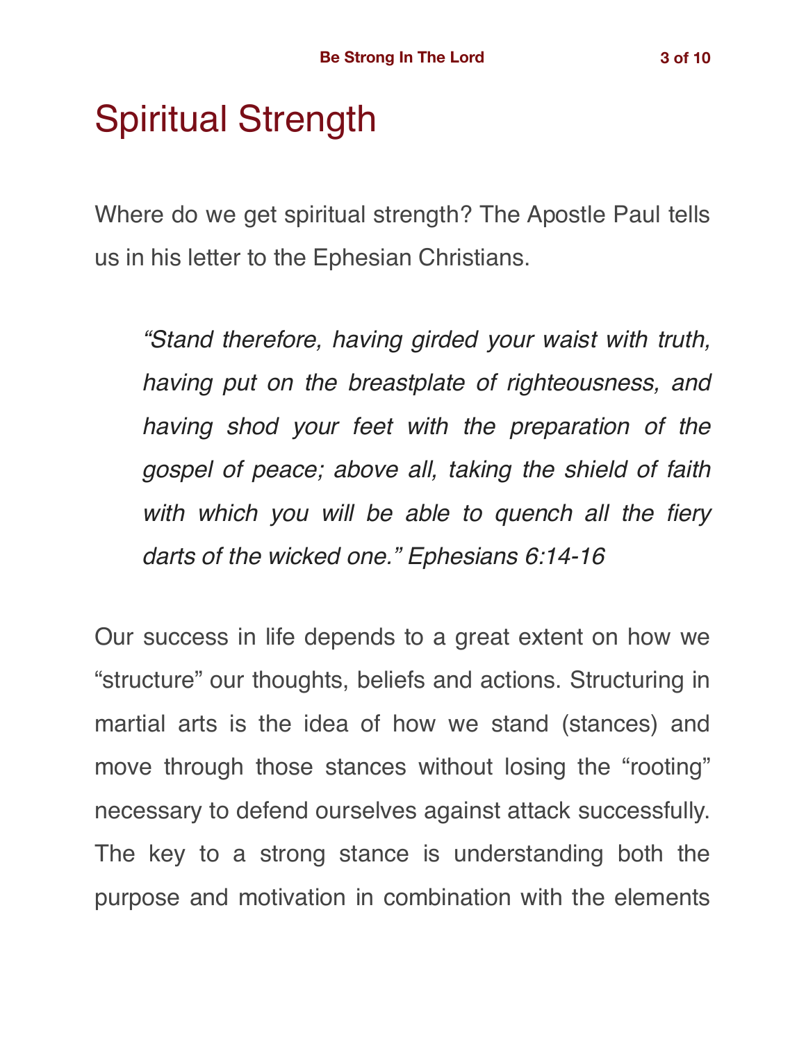# Spiritual Strength

Where do we get spiritual strength? The Apostle Paul tells us in his letter to the Ephesian Christians.

> *"Stand therefore, having girded your waist with truth, having put on the breastplate of righteousness, and having shod your feet with the preparation of the gospel of peace; above all, taking the shield of faith with which you will be able to quench all the fiery darts of the wicked one." Ephesians 6:14-16*

Our success in life depends to a great extent on how we "structure" our thoughts, beliefs and actions. Structuring in martial arts is the idea of how we stand (stances) and move through those stances without losing the "rooting" necessary to defend ourselves against attack successfully. The key to a strong stance is understanding both the purpose and motivation in combination with the elements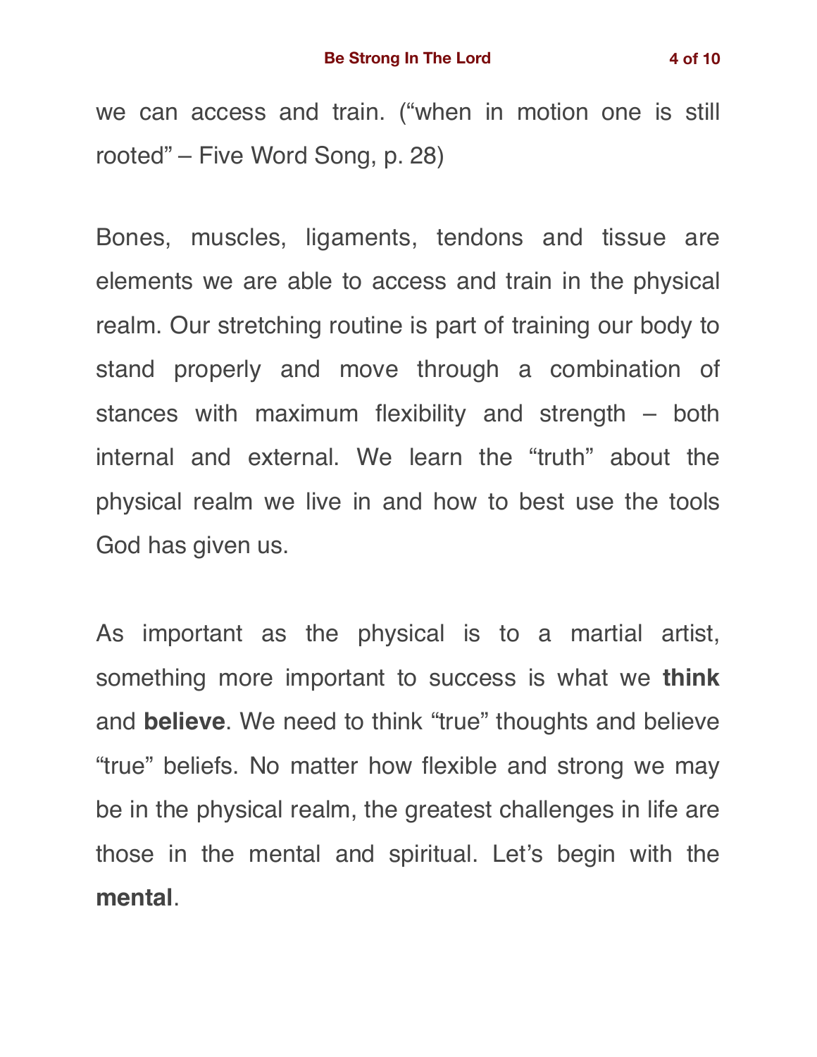we can access and train. ("when in motion one is still rooted" – Five Word Song, p. 28)

Bones, muscles, ligaments, tendons and tissue are elements we are able to access and train in the physical realm. Our stretching routine is part of training our body to stand properly and move through a combination of stances with maximum flexibility and strength – both internal and external. We learn the "truth" about the physical realm we live in and how to best use the tools God has given us.

As important as the physical is to a martial artist, something more important to success is what we **think** and **believe**. We need to think "true" thoughts and believe "true" beliefs. No matter how flexible and strong we may be in the physical realm, the greatest challenges in life are those in the mental and spiritual. Let's begin with the **mental**.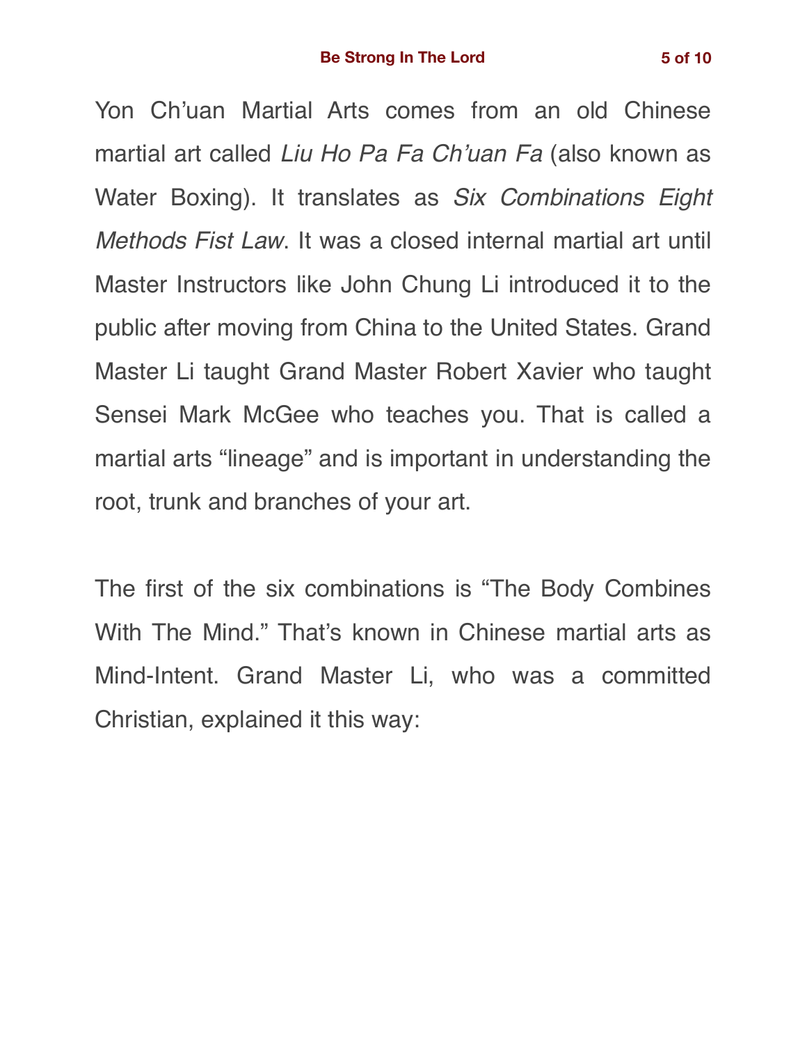Yon Ch'uan Martial Arts comes from an old Chinese martial art called *Liu Ho Pa Fa Ch'uan Fa* (also known as Water Boxing). It translates as *Six Combinations Eight Methods Fist Law*. It was a closed internal martial art until Master Instructors like John Chung Li introduced it to the public after moving from China to the United States. Grand Master Li taught Grand Master Robert Xavier who taught Sensei Mark McGee who teaches you. That is called a martial arts "lineage" and is important in understanding the root, trunk and branches of your art.

The first of the six combinations is "The Body Combines With The Mind." That's known in Chinese martial arts as Mind-Intent. Grand Master Li, who was a committed Christian, explained it this way: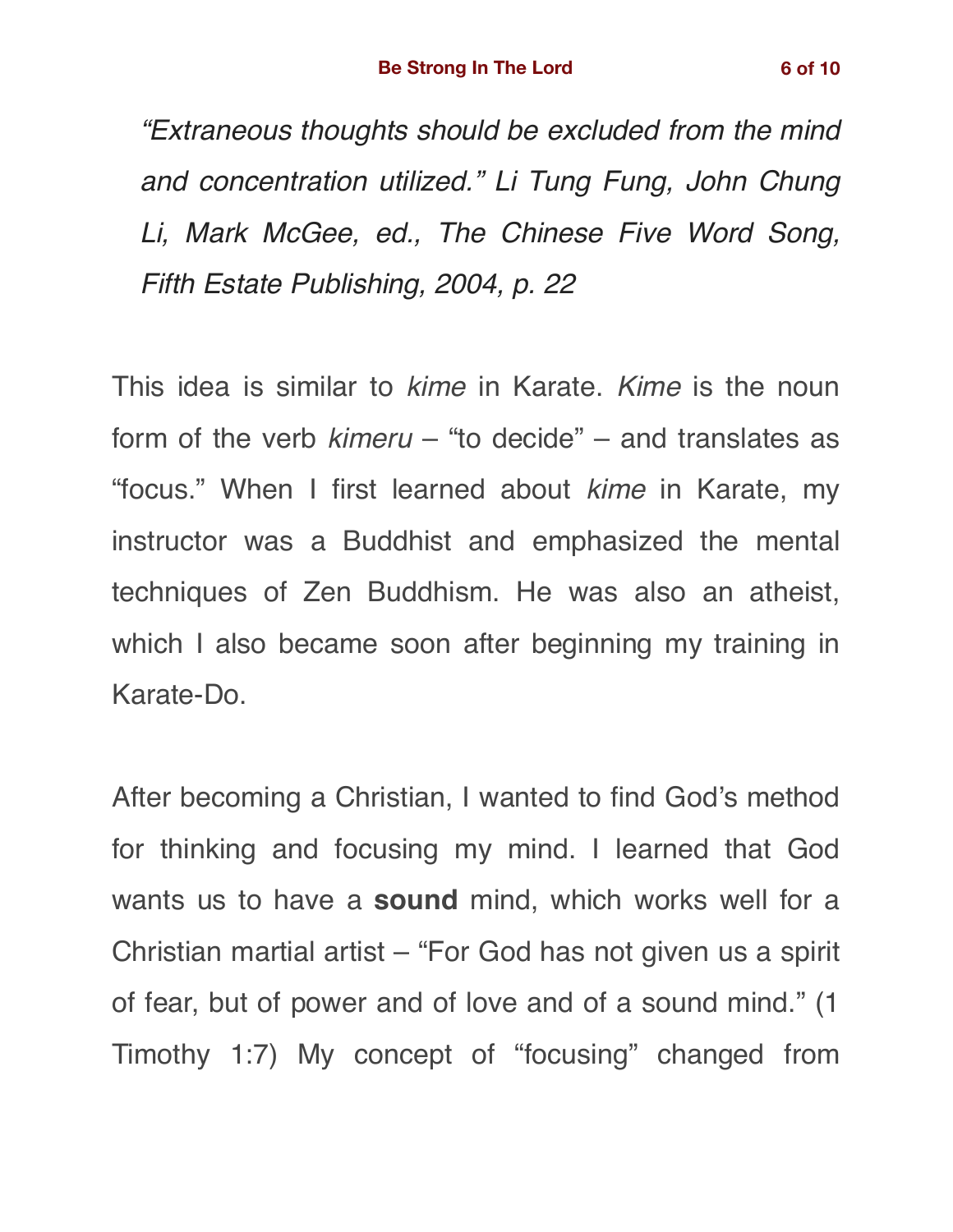*“Extraneous thoughts should be excluded from the mind and concentration utilized.” Li Tung Fung, John Chung Li, Mark McGee, ed., The Chinese Five Word Song, Fifth Estate Publishing, 2004, p. 22*

This idea is similar to *kime* in Karate. *Kime* is the noun form of the verb *kimeru* – “to decide” – and translates as “focus.” When I first learned about *kime* in Karate, my instructor was a Buddhist and emphasized the mental techniques of Zen Buddhism. He was also an atheist, which I also became soon after beginning my training in Karate-Do.

After becoming a Christian, I wanted to find God’s method for thinking and focusing my mind. I learned that God wants us to have a **sound** mind, which works well for a Christian martial artist – “For God has not given us a spirit of fear, but of power and of love and of a sound mind.” (1 Timothy 1:7) My concept of “focusing” changed from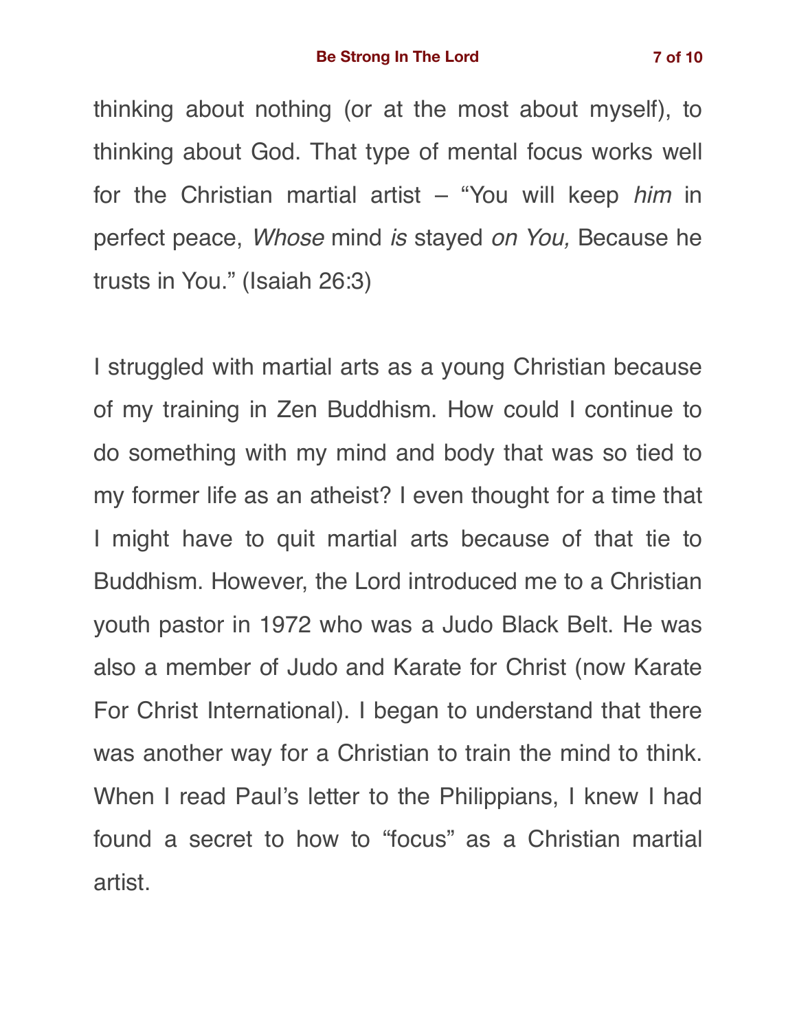thinking about nothing (or at the most about myself), to thinking about God. That type of mental focus works well for the Christian martial artist – “You will keep *him* in perfect peace, *Whose* mind *is* stayed *on You,* Because he trusts in You.” (Isaiah 26:3)

I struggled with martial arts as a young Christian because of my training in Zen Buddhism. How could I continue to do something with my mind and body that was so tied to my former life as an atheist? I even thought for a time that I might have to quit martial arts because of that tie to Buddhism. However, the Lord introduced me to a Christian youth pastor in 1972 who was a Judo Black Belt. He was also a member of Judo and Karate for Christ (now Karate For Christ International). I began to understand that there was another way for a Christian to train the mind to think. When I read Paul’s letter to the Philippians, I knew I had found a secret to how to “focus” as a Christian martial artist.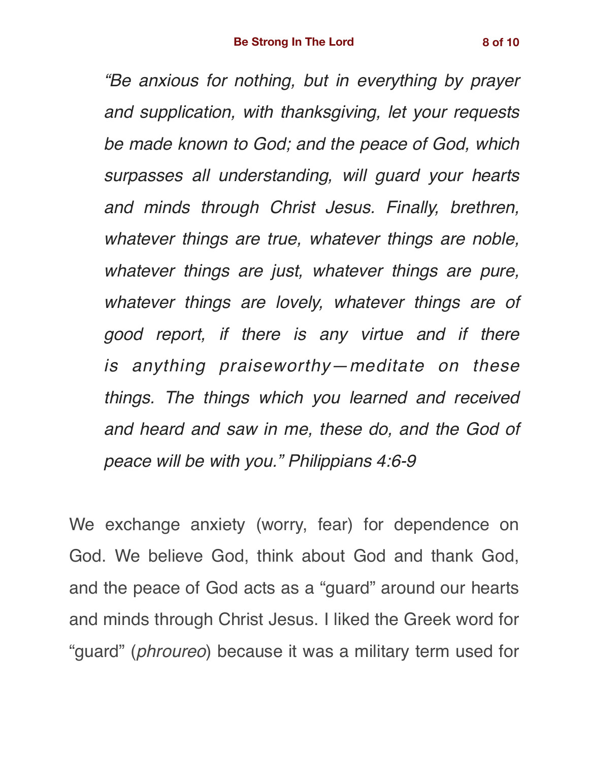*“Be anxious for nothing, but in everything by prayer and supplication, with thanksgiving, let your requests be made known to God; and the peace of God, which surpasses all understanding, will guard your hearts and minds through Christ Jesus. Finally, brethren, whatever things are true, whatever things are noble, whatever things are just, whatever things are pure, whatever things are lovely, whatever things are of good report, if there is any virtue and if there is anything praiseworthy—meditate on these things. The things which you learned and received and heard and saw in me, these do, and the God of peace will be with you.” Philippians 4:6-9*

We exchange anxiety (worry, fear) for dependence on God. We believe God, think about God and thank God, and the peace of God acts as a “guard” around our hearts and minds through Christ Jesus. I liked the Greek word for “guard” (*phroureo*) because it was a military term used for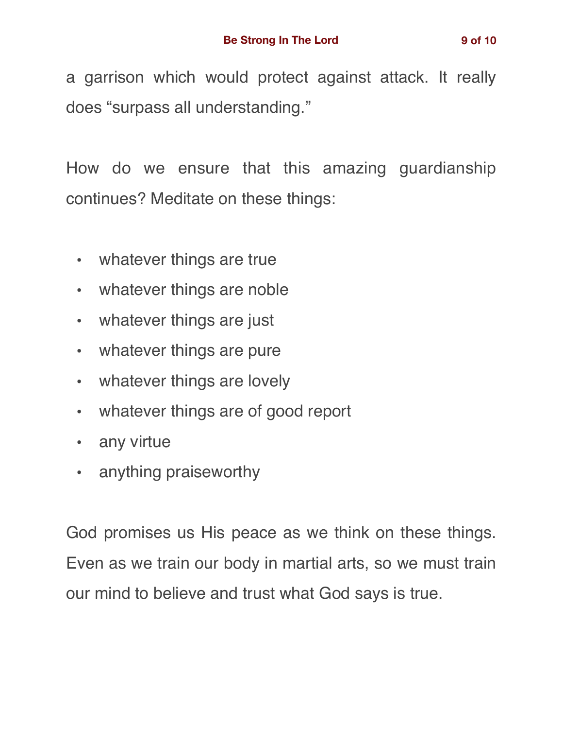a garrison which would protect against attack. It really does “surpass all understanding.”

How do we ensure that this amazing guardianship continues? Meditate on these things:

- whatever things are true
- whatever things are noble
- whatever things are just
- whatever things are pure
- whatever things are lovely
- whatever things are of good report
- any virtue
- anything praiseworthy

God promises us His peace as we think on these things. Even as we train our body in martial arts, so we must train our mind to believe and trust what God says is true.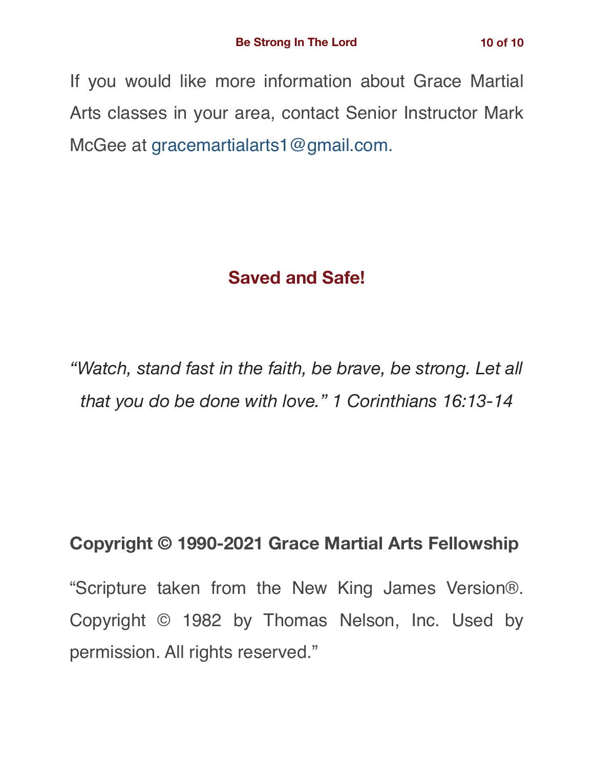If you would like more information about Grace Martial Arts classes in your area, contact Senior Instructor Mark McGee at gracemartialarts1@gmail.com.

## Saved and Safe!

*"Watch, stand fast in the faith, be brave, be strong. Let all that you do be done with love." 1 Corinthians 16:13-14*

**Copyright © 1990-2021 Grace Martial Arts Fellowship**

"Scripture taken from the New King James Version®. Copyright © 1982 by Thomas Nelson, Inc. Used by permission. All rights reserved."